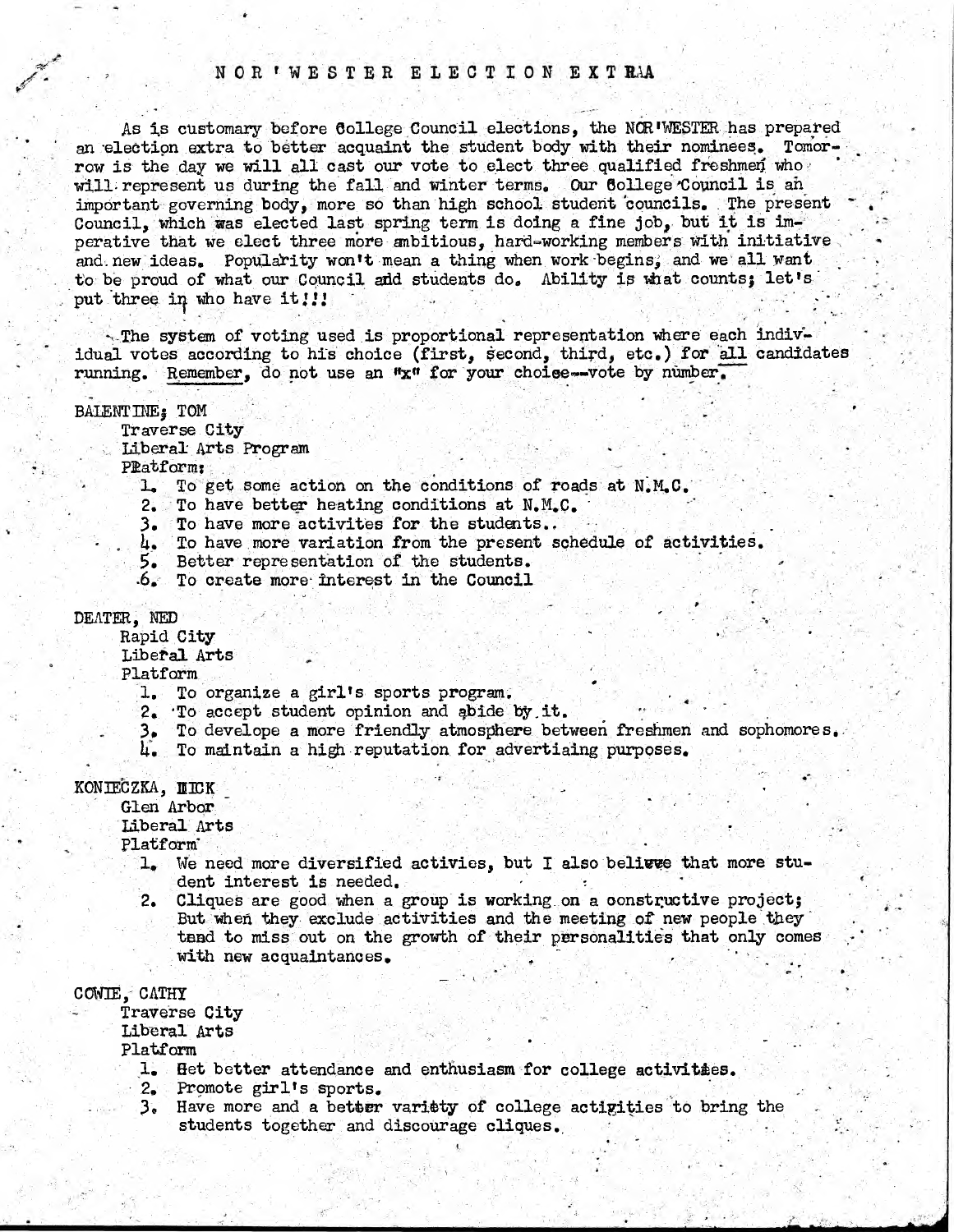# NOR'WESTER ELECTION EXTRA

As is customary before College Council elections, the NOR'WESTER has prepared an election extra to better acquaint the student body with their nominees. Tomorrow is the day we will all cast our vote to elect three qualified freshmen who will represent us during the fall and winter terms. Our College Council is an important governing body, more so than high school student councils. The present Council, which was elected last spring term is doing a fine job, but it is imperative that we elect three more ambitious, hard-working members with initiative and new ideas. Popularity won't mean a thing when work begins, and we all want to be proud of what our Council and students do. Ability is what counts; let's put three in who have it!!!

The system of voting used is proportional representation where each individual votes according to his choice (first, second, third, etc.) for all candidates running. Remember, do not use an "x" for your choice--vote by number.

BALENTINE, TOM

Traverse City
Liberal Arts Program
Platform:

1. To get some action on the conditions of roads at N.M.C.
2. To have better heating conditions at N.M.C.
3. To have more activites for the students..
4. To have more variation from the present schedule of activities.
5. Better representation of the students.
6. To create more interest in the Council

DEATER, NED

Rapid City
Liberal Arts
Platform

1. To organize a girl's sports program.
2. To accept student opinion and abide by it.
3. To develope a more friendly atmosphere between freshmen and sophomores.
4. To maintain a high reputation for advertising purposes.

KONIECZKA, MICK

Glen Arbor
Liberal Arts
Platform

1. We need more diversified activies, but I also believe that more student interest is needed.
2. Cliques are good when a group is working on a constructive project; But when they exclude activities and the meeting of new people they tend to miss out on the growth of their personalities that only comes with new acquaintances.

COWIE, CATHY

Traverse City
Liberal Arts
Platform

1. Get better attendance and enthusiasm for college activities.
2. Promote girl's sports.
3. Have more and a better variety of college activities to bring the students together and discourage cliques.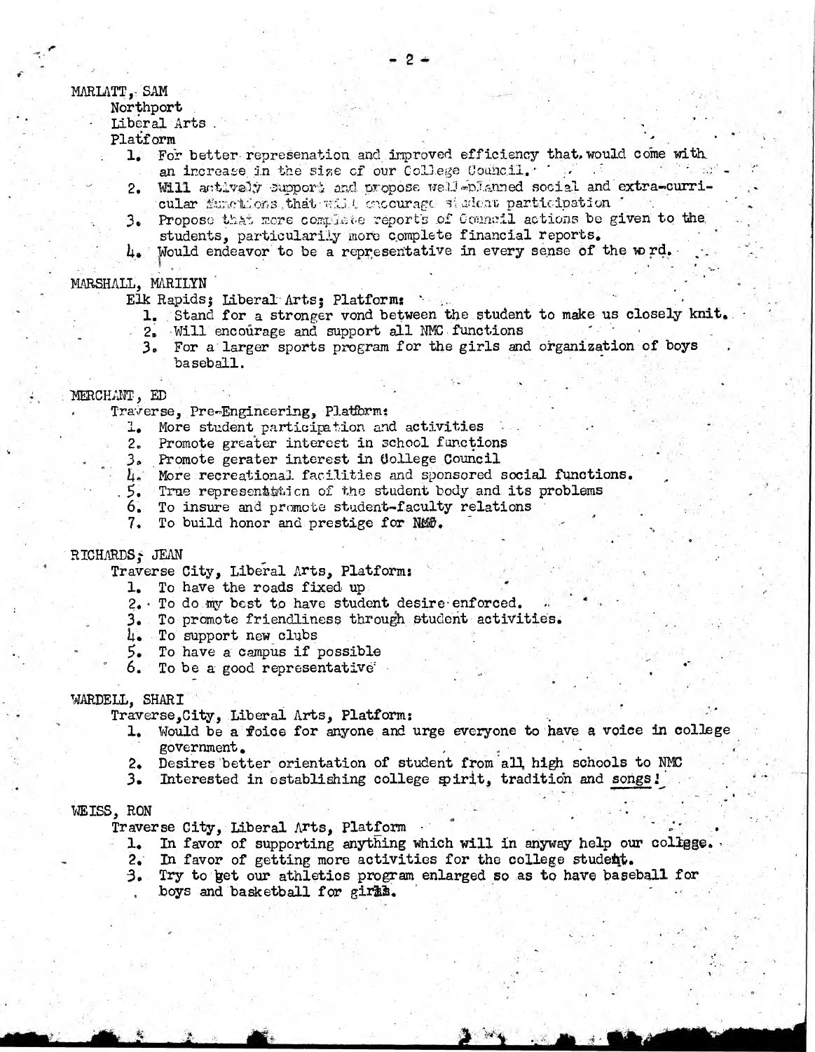MARLATT, SAM

Northport

Liberal Arts

Platform

1. For better represenation and improved efficiency that would come with an increase in the size of our College Council.
2. Will actively support and propose well-planned social and extra-curricular functions that will encourage student participation
3. Propose that more complete reports of Council actions be given to the students, particularily more complete financial reports.
4. Would endeavor to be a representative in every sense of the word.

MARSHALL, MARILYN

Elk Rapids; Liberal Arts; Platform:

1. Stand for a stronger vond between the student to make us closely knit.
2. Will encourage and support all NMC functions
3. For a larger sports program for the girls and organization of boys baseball.

MERCHANT, ED

Traverse, Pre-Engineering, Platform:

1. More student participation and activities
2. Promote greater interest in school functions
3. Promote gerater interest in College Council
4. More recreational facilities and sponsored social functions.
5. True representation of the student body and its problems
6. To insure and promote student-faculty relations
7. To build honor and prestige for NMC.

RICHARDS, JEAN

Traverse City, Liberal Arts, Platform:

1. To have the roads fixed up
2. To do my best to have student desire enforced.
3. To promote friendliness through student activities.
4. To support new clubs
5. To have a campus if possible
6. To be a good representative

WARDELL, SHARI

Traverse, City, Liberal Arts, Platform:

1. Would be a voice for anyone and urge everyone to have a voice in college government.
2. Desires better orientation of student from all high schools to NMC
3. Interested in establishing college spirit, tradition and songs!

WEISS, RON

Traverse City, Liberal Arts, Platform

1. In favor of supporting anything which will in anyway help our college.
2. In favor of getting more activities for the college student.
3. Try to get our athletics program enlarged so as to have baseball for boys and basketball for girls.